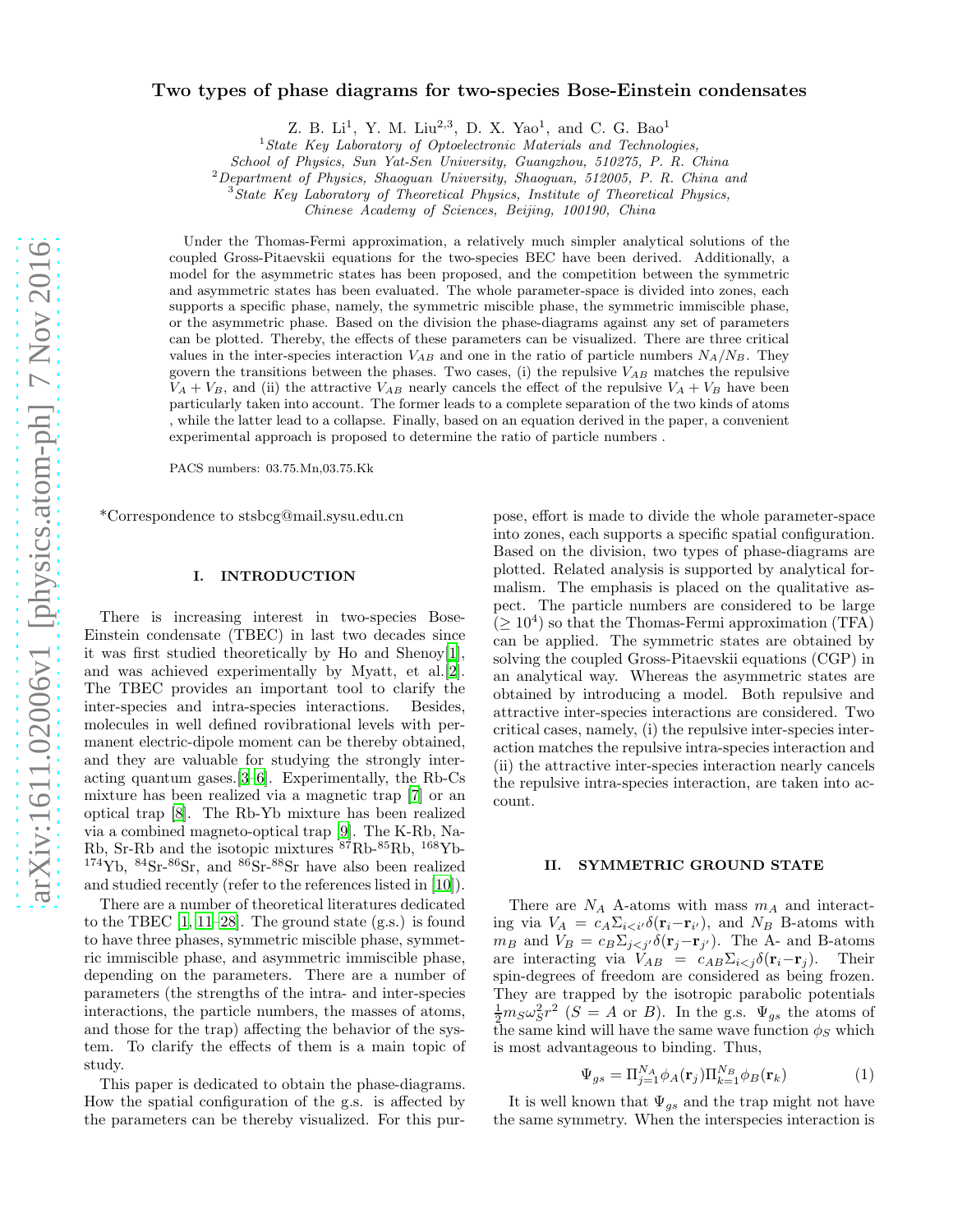# Two types of phase diagrams for two-species Bose-Einstein condensates

Z. B. Li[1], Y. M. Liu[2,3], D. X. Yao[1], and C. G. Bao[1]

[1] *State Key Laboratory of Optoelectronic Materials and Technologies, School of Physics, Sun Yat-Sen University, Guangzhou, 510275, P. R. China*
[2] *Department of Physics, Shaoguan University, Shaoguan, 512005, P. R. China and*
[3] *State Key Laboratory of Theoretical Physics, Institute of Theoretical Physics, Chinese Academy of Sciences, Beijing, 100190, China*

Under the Thomas-Fermi approximation, a relatively much simpler analytical solutions of the coupled Gross-Pitaevskii equations for the two-species BEC have been derived. Additionally, a model for the asymmetric states has been proposed, and the competition between the symmetric and asymmetric states has been evaluated. The whole parameter-space is divided into zones, each supports a specific phase, namely, the symmetric miscible phase, the symmetric immiscible phase, or the asymmetric phase. Based on the division the phase-diagrams against any set of parameters can be plotted. Thereby, the effects of these parameters can be visualized. There are three critical values in the inter-species interaction $V_{AB}$ and one in the ratio of particle numbers $N_A/N_B$. They govern the transitions between the phases. Two cases, (i) the repulsive $V_{AB}$ matches the repulsive $V_A + V_B$, and (ii) the attractive $V_{AB}$ nearly cancels the effect of the repulsive $V_A + V_B$ have been particularly taken into account. The former leads to a complete separation of the two kinds of atoms , while the latter lead to a collapse. Finally, based on an equation derived in the paper, a convenient experimental approach is proposed to determine the ratio of particle numbers .

PACS numbers: 03.75.Mn,03.75.Kk

*Correspondence to stsbcg@mail.sysu.edu.cn

## I. INTRODUCTION

There is increasing interest in two-species Bose-Einstein condensate (TBEC) in last two decades since it was first studied theoretically by Ho and Shenoy[1], and was achieved experimentally by Myatt, et al.[2]. The TBEC provides an important tool to clarify the inter-species and intra-species interactions. Besides, molecules in well defined rovibrational levels with permanent electric-dipole moment can be thereby obtained, and they are valuable for studying the strongly interacting quantum gases.[3–6]. Experimentally, the Rb-Cs mixture has been realized via a magnetic trap [7] or an optical trap [8]. The Rb-Yb mixture has been realized via a combined magneto-optical trap [9]. The K-Rb, Na-Rb, Sr-Rb and the isotopic mixtures $^{87}$Rb-$^{85}$Rb, $^{168}$Yb-$^{174}$Yb, $^{84}$Sr-$^{86}$Sr, and $^{86}$Sr-$^{88}$Sr have also been realized and studied recently (refer to the references listed in [10]).

There are a number of theoretical literatures dedicated to the TBEC [1, 11–28]. The ground state (g.s.) is found to have three phases, symmetric miscible phase, symmetric immiscible phase, and asymmetric immiscible phase, depending on the parameters. There are a number of parameters (the strengths of the intra- and inter-species interactions, the particle numbers, the masses of atoms, and those for the trap) affecting the behavior of the system. To clarify the effects of them is a main topic of study.

This paper is dedicated to obtain the phase-diagrams. How the spatial configuration of the g.s. is affected by the parameters can be thereby visualized. For this purpose, effort is made to divide the whole parameter-space into zones, each supports a specific spatial configuration. Based on the division, two types of phase-diagrams are plotted. Related analysis is supported by analytical formalism. The emphasis is placed on the qualitative aspect. The particle numbers are considered to be large ($\geq 10^4$) so that the Thomas-Fermi approximation (TFA) can be applied. The symmetric states are obtained by solving the coupled Gross-Pitaevskii equations (CGP) in an analytical way. Whereas the asymmetric states are obtained by introducing a model. Both repulsive and attractive inter-species interactions are considered. Two critical cases, namely, (i) the repulsive inter-species interaction matches the repulsive intra-species interaction and (ii) the attractive inter-species interaction nearly cancels the repulsive intra-species interaction, are taken into account.

## II. SYMMETRIC GROUND STATE

There are $N_A$ A-atoms with mass $m_A$ and interacting via $V_A = c_A \Sigma_{i<i'} \delta(\mathbf{r}_i - \mathbf{r}_{i'})$, and $N_B$ B-atoms with $m_B$ and $V_B = c_B \Sigma_{j<j'} \delta(\mathbf{r}_j - \mathbf{r}_{j'})$. The A- and B-atoms are interacting via $V_{AB} = c_{AB} \Sigma_{i<j} \delta(\mathbf{r}_i - \mathbf{r}_j)$. Their spin-degrees of freedom are considered as being frozen. They are trapped by the isotropic parabolic potentials $\frac{1}{2} m_S \omega_S^2 r^2$ ($S = A$ or $B$). In the g.s. $\Psi_{gs}$ the atoms of the same kind will have the same wave function $\phi_S$ which is most advantageous to binding. Thus,

$$\Psi_{gs} = \Pi_{j=1}^{N_A} \phi_A(\mathbf{r}_j) \Pi_{k=1}^{N_B} \phi_B(\mathbf{r}_k) \tag{1}$$

It is well known that $\Psi_{gs}$ and the trap might not have the same symmetry. When the interspecies interaction is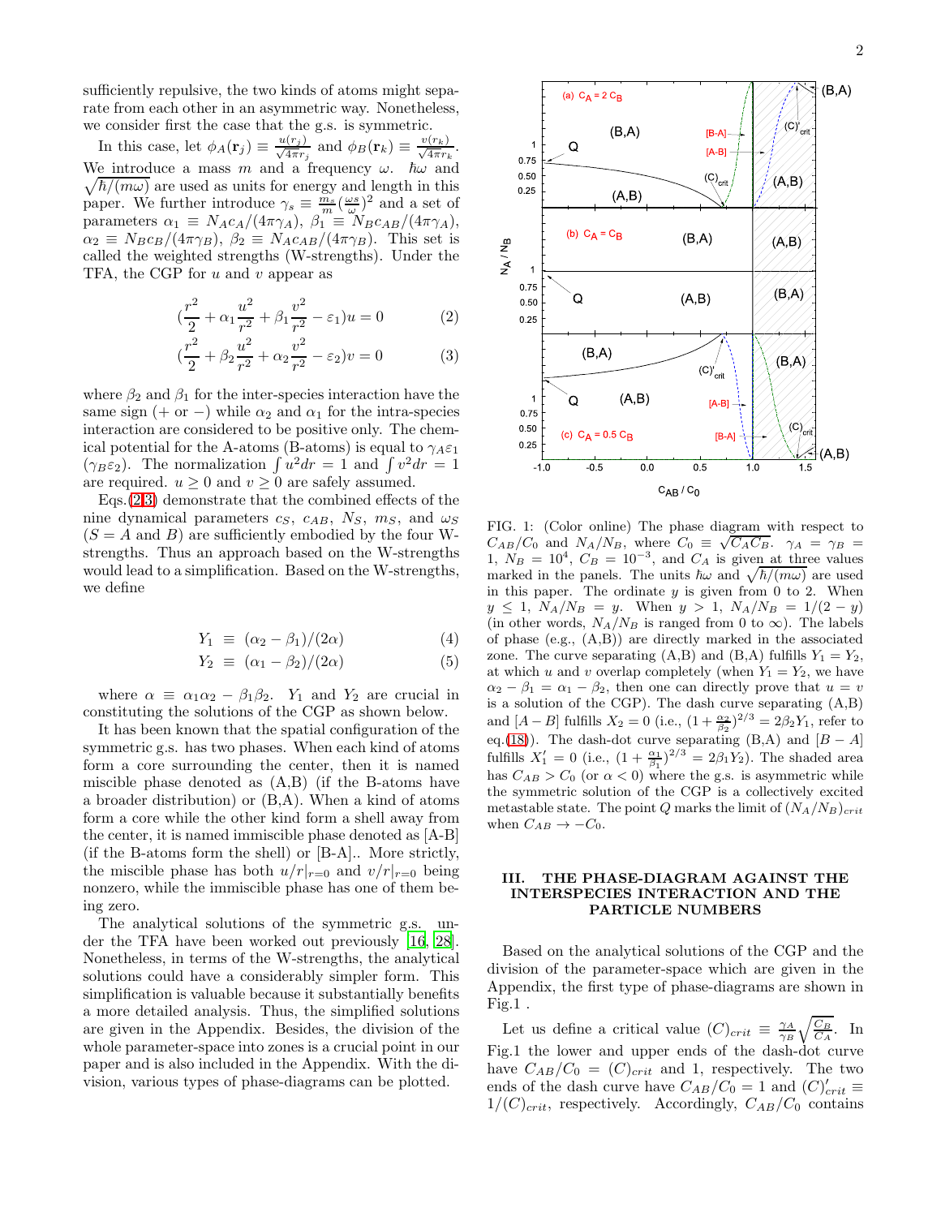sufficiently repulsive, the two kinds of atoms might separate from each other in an asymmetric way. Nonetheless, we consider first the case that the g.s. is symmetric.

In this case, let $\phi_A(\mathbf{r}_j) \equiv \frac{u(r_j)}{\sqrt{4\pi}r_j}$ and $\phi_B(\mathbf{r}_k) \equiv \frac{v(r_k)}{\sqrt{4\pi}r_k}$. We introduce a mass $m$ and a frequency $\omega$. $\hbar\omega$ and $\sqrt{\hbar/(m\omega)}$ are used as units for energy and length in this paper. We further introduce $\gamma_s \equiv \frac{m_s}{m}(\frac{\omega_S}{\omega})^2$ and a set of parameters $\alpha_1 \equiv N_A c_A/(4\pi\gamma_A)$, $\beta_1 \equiv N_B c_{AB}/(4\pi\gamma_A)$, $\alpha_2 \equiv N_B c_B/(4\pi\gamma_B)$, $\beta_2 \equiv N_A c_{AB}/(4\pi\gamma_B)$. This set is called the weighted strengths (W-strengths). Under the TFA, the CGP for $u$ and $v$ appear as

$$(\frac{r^2}{2} + \alpha_1\frac{u^2}{r^2} + \beta_1\frac{v^2}{r^2} - \varepsilon_1)u = 0 \tag{2}$$

$$(\frac{r^2}{2} + \beta_2\frac{u^2}{r^2} + \alpha_2\frac{v^2}{r^2} - \varepsilon_2)v = 0 \tag{3}$$

where $\beta_2$ and $\beta_1$ for the inter-species interaction have the same sign (+ or −) while $\alpha_2$ and $\alpha_1$ for the intra-species interaction are considered to be positive only. The chemical potential for the A-atoms (B-atoms) is equal to $\gamma_A\varepsilon_1$ ($\gamma_B\varepsilon_2$). The normalization $\int u^2 dr = 1$ and $\int v^2 dr = 1$ are required. $u \geq 0$ and $v \geq 0$ are safely assumed.

Eqs.(2,3) demonstrate that the combined effects of the nine dynamical parameters $c_S$, $c_{AB}$, $N_S$, $m_S$, and $\omega_S$ ($S = A$ and $B$) are sufficiently embodied by the four W-strengths. Thus an approach based on the W-strengths would lead to a simplification. Based on the W-strengths, we define

$$Y_1 \equiv (\alpha_2 - \beta_1)/(2\alpha) \tag{4}$$

$$Y_2 \equiv (\alpha_1 - \beta_2)/(2\alpha) \tag{5}$$

where $\alpha \equiv \alpha_1\alpha_2 - \beta_1\beta_2$. $Y_1$ and $Y_2$ are crucial in constituting the solutions of the CGP as shown below.

It has been known that the spatial configuration of the symmetric g.s. has two phases. When each kind of atoms form a core surrounding the center, then it is named miscible phase denoted as (A,B) (if the B-atoms have a broader distribution) or (B,A). When a kind of atoms form a core while the other kind form a shell away from the center, it is named immiscible phase denoted as [A-B] (if the B-atoms form the shell) or [B-A].. More strictly, the miscible phase has both $u/r|_{r=0}$ and $v/r|_{r=0}$ being nonzero, while the immiscible phase has one of them being zero.

The analytical solutions of the symmetric g.s. under the TFA have been worked out previously [16, 28]. Nonetheless, in terms of the W-strengths, the analytical solutions could have a considerably simpler form. This simplification is valuable because it substantially benefits a more detailed analysis. Thus, the simplified solutions are given in the Appendix. Besides, the division of the whole parameter-space into zones is a crucial point in our paper and is also included in the Appendix. With the division, various types of phase-diagrams can be plotted.

FIG. 1: (Color online) The phase diagram with respect to $C_{AB}/C_0$ and $N_A/N_B$, where $C_0 \equiv \sqrt{C_A C_B}$. $\gamma_A = \gamma_B = 1$, $N_B = 10^4$, $C_B = 10^{-3}$, and $C_A$ is given at three values marked in the panels. The units $\hbar\omega$ and $\sqrt{\hbar/(m\omega)}$ are used in this paper. The ordinate $y$ is given from 0 to 2. When $y \leq 1$, $N_A/N_B = y$. When $y > 1$, $N_A/N_B = 1/(2-y)$ (in other words, $N_A/N_B$ is ranged from 0 to $\infty$). The labels of phase (e.g., (A,B)) are directly marked in the associated zone. The curve separating (A,B) and (B,A) fulfills $Y_1 = Y_2$, at which $u$ and $v$ overlap completely (when $Y_1 = Y_2$, we have $\alpha_2 - \beta_1 = \alpha_1 - \beta_2$, then one can directly prove that $u = v$ is a solution of the CGP). The dash curve separating (A,B) and $[A-B]$ fulfills $X_2 = 0$ (i.e., $(1 + \frac{\alpha_2}{\beta_2})^{2/3} = 2\beta_2 Y_1$, refer to eq.(18)). The dash-dot curve separating (B,A) and $[B-A]$ fulfills $X_1' = 0$ (i.e., $(1 + \frac{\alpha_1}{\beta_1})^{2/3} = 2\beta_1 Y_2$). The shaded area has $C_{AB} > C_0$ (or $\alpha < 0$) where the g.s. is asymmetric while the symmetric solution of the CGP is a collectively excited metastable state. The point $Q$ marks the limit of $(N_A/N_B)_{crit}$ when $C_{AB} \to -C_0$.

## III. THE PHASE-DIAGRAM AGAINST THE INTERSPECIES INTERACTION AND THE PARTICLE NUMBERS

Based on the analytical solutions of the CGP and the division of the parameter-space which are given in the Appendix, the first type of phase-diagrams are shown in Fig.1 .

Let us define a critical value $(C)_{crit} \equiv \frac{\gamma_A}{\gamma_B}\sqrt{\frac{C_B}{C_A}}$. In Fig.1 the lower and upper ends of the dash-dot curve have $C_{AB}/C_0 = (C)_{crit}$ and 1, respectively. The two ends of the dash curve have $C_{AB}/C_0 = 1$ and $(C)'_{crit} \equiv 1/(C)_{crit}$, respectively. Accordingly, $C_{AB}/C_0$ contains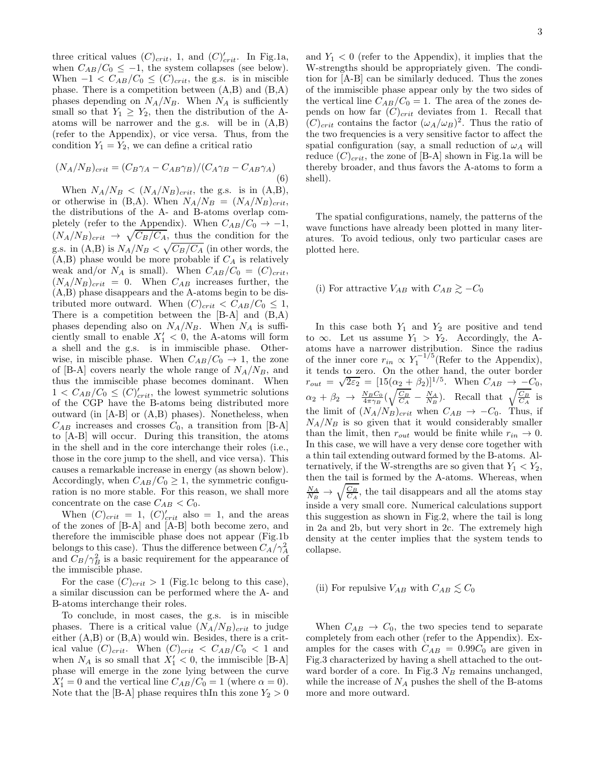three critical values $(C)_{crit}$, 1, and $(C)'_{crit}$. In Fig.1a, when $C_{AB}/C_0 \leq -1$, the system collapses (see below). When $-1 < C_{AB}/C_0 \leq (C)_{crit}$, the g.s. is in miscible phase. There is a competition between (A,B) and (B,A) phases depending on $N_A/N_B$. When $N_A$ is sufficiently small so that $Y_1 \geq Y_2$, then the distribution of the A-atoms will be narrower and the g.s. will be in (A,B) (refer to the Appendix), or vice versa. Thus, from the condition $Y_1 = Y_2$, we can define a critical ratio

$$(N_A/N_B)_{crit} = (C_B\gamma_A - C_{AB}\gamma_B)/(C_A\gamma_B - C_{AB}\gamma_A) \tag{6}$$

When $N_A/N_B < (N_A/N_B)_{crit}$, the g.s. is in (A,B), or otherwise in (B,A). When $N_A/N_B = (N_A/N_B)_{crit}$, the distributions of the A- and B-atoms overlap completely (refer to the Appendix). When $C_{AB}/C_0 \to -1$, $(N_A/N_B)_{crit} \to \sqrt{C_B/C_A}$, thus the condition for the g.s. in (A,B) is $N_A/N_B < \sqrt{C_B/C_A}$ (in other words, the (A,B) phase would be more probable if $C_A$ is relatively weak and/or $N_A$ is small). When $C_{AB}/C_0 = (C)_{crit}$, $(N_A/N_B)_{crit} = 0$. When $C_{AB}$ increases further, the (A,B) phase disappears and the A-atoms begin to be distributed more outward. When $(C)_{crit} < C_{AB}/C_0 \leq 1$, There is a competition between the [B-A] and (B,A) phases depending also on $N_A/N_B$. When $N_A$ is sufficiently small to enable $X'_1 < 0$, the A-atoms will form a shell and the g.s. is in immiscible phase. Otherwise, in miscible phase. When $C_{AB}/C_0 \to 1$, the zone of [B-A] covers nearly the whole range of $N_A/N_B$, and thus the immiscible phase becomes dominant. When $1 < C_{AB}/C_0 \leq (C)'_{crit}$, the lowest symmetric solutions of the CGP have the B-atoms being distributed more outward (in [A-B] or (A,B) phases). Nonetheless, when $C_{AB}$ increases and crosses $C_0$, a transition from [B-A] to [A-B] will occur. During this transition, the atoms in the shell and in the core interchange their roles (i.e., those in the core jump to the shell, and vice versa). This causes a remarkable increase in energy (as shown below). Accordingly, when $C_{AB}/C_0 \geq 1$, the symmetric configuration is no more stable. For this reason, we shall more concentrate on the case $C_{AB} < C_0$.

When $(C)_{crit} = 1$, $(C)'_{crit}$ also $= 1$, and the areas of the zones of [B-A] and [A-B] both become zero, and therefore the immiscible phase does not appear (Fig.1b belongs to this case). Thus the difference between $C_A/\gamma_A^2$ and $C_B/\gamma_B^2$ is a basic requirement for the appearance of the immiscible phase.

For the case $(C)_{crit} > 1$ (Fig.1c belong to this case), a similar discussion can be performed where the A- and B-atoms interchange their roles.

To conclude, in most cases, the g.s. is in miscible phases. There is a critical value $(N_A/N_B)_{crit}$ to judge either (A,B) or (B,A) would win. Besides, there is a critical value $(C)_{crit}$. When $(C)_{crit} < C_{AB}/C_0 < 1$ and when $N_A$ is so small that $X'_1 < 0$, the immiscible [B-A] phase will emerge in the zone lying between the curve $X'_1 = 0$ and the vertical line $C_{AB}/C_0 = 1$ (where $\alpha = 0$). Note that the [B-A] phase requires thIn this zone $Y_2 > 0$ and $Y_1 < 0$ (refer to the Appendix), it implies that the W-strengths should be appropriately given. The condition for [A-B] can be similarly deduced. Thus the zones of the immiscible phase appear only by the two sides of the vertical line $C_{AB}/C_0 = 1$. The area of the zones depends on how far $(C)_{crit}$ deviates from 1. Recall that $(C)_{crit}$ contains the factor $(\omega_A/\omega_B)^2$. Thus the ratio of the two frequencies is a very sensitive factor to affect the spatial configuration (say, a small reduction of $\omega_A$ will reduce $(C)_{crit}$, the zone of [B-A] shown in Fig.1a will be thereby broader, and thus favors the A-atoms to form a shell).

The spatial configurations, namely, the patterns of the wave functions have already been plotted in many literatures. To avoid tedious, only two particular cases are plotted here.

(i) For attractive $V_{AB}$ with $C_{AB} \gtrsim -C_0$

In this case both $Y_1$ and $Y_2$ are positive and tend to $\infty$. Let us assume $Y_1 > Y_2$. Accordingly, the A-atoms have a narrower distribution. Since the radius of the inner core $r_{in} \propto Y_1^{-1/5}$(Refer to the Appendix), it tends to zero. On the other hand, the outer border $r_{out} = \sqrt{2\varepsilon_2} = [15(\alpha_2 + \beta_2)]^{1/5}$. When $C_{AB} \to -C_0$, $\alpha_2 + \beta_2 \to \frac{N_B C_0}{4\pi\gamma_B}(\sqrt{\frac{C_B}{C_A}} - \frac{N_A}{N_B})$. Recall that $\sqrt{\frac{C_B}{C_A}}$ is the limit of $(N_A/N_B)_{crit}$ when $C_{AB} \to -C_0$. Thus, if $N_A/N_B$ is so given that it would considerably smaller than the limit, then $r_{out}$ would be finite while $r_{in} \to 0$. In this case, we will have a very dense core together with a thin tail extending outward formed by the B-atoms. Alternatively, if the W-strengths are so given that $Y_1 < Y_2$, then the tail is formed by the A-atoms. Whereas, when $\frac{N_A}{N_B} \to \sqrt{\frac{C_B}{C_A}}$, the tail disappears and all the atoms stay inside a very small core. Numerical calculations support this suggestion as shown in Fig.2, where the tail is long in 2a and 2b, but very short in 2c. The extremely high density at the center implies that the system tends to collapse.

(ii) For repulsive $V_{AB}$ with $C_{AB} \lesssim C_0$

When $C_{AB} \to C_0$, the two species tend to separate completely from each other (refer to the Appendix). Examples for the cases with $C_{AB} = 0.99C_0$ are given in Fig.3 characterized by having a shell attached to the outward border of a core. In Fig.3 $N_B$ remains unchanged, while the increase of $N_A$ pushes the shell of the B-atoms more and more outward.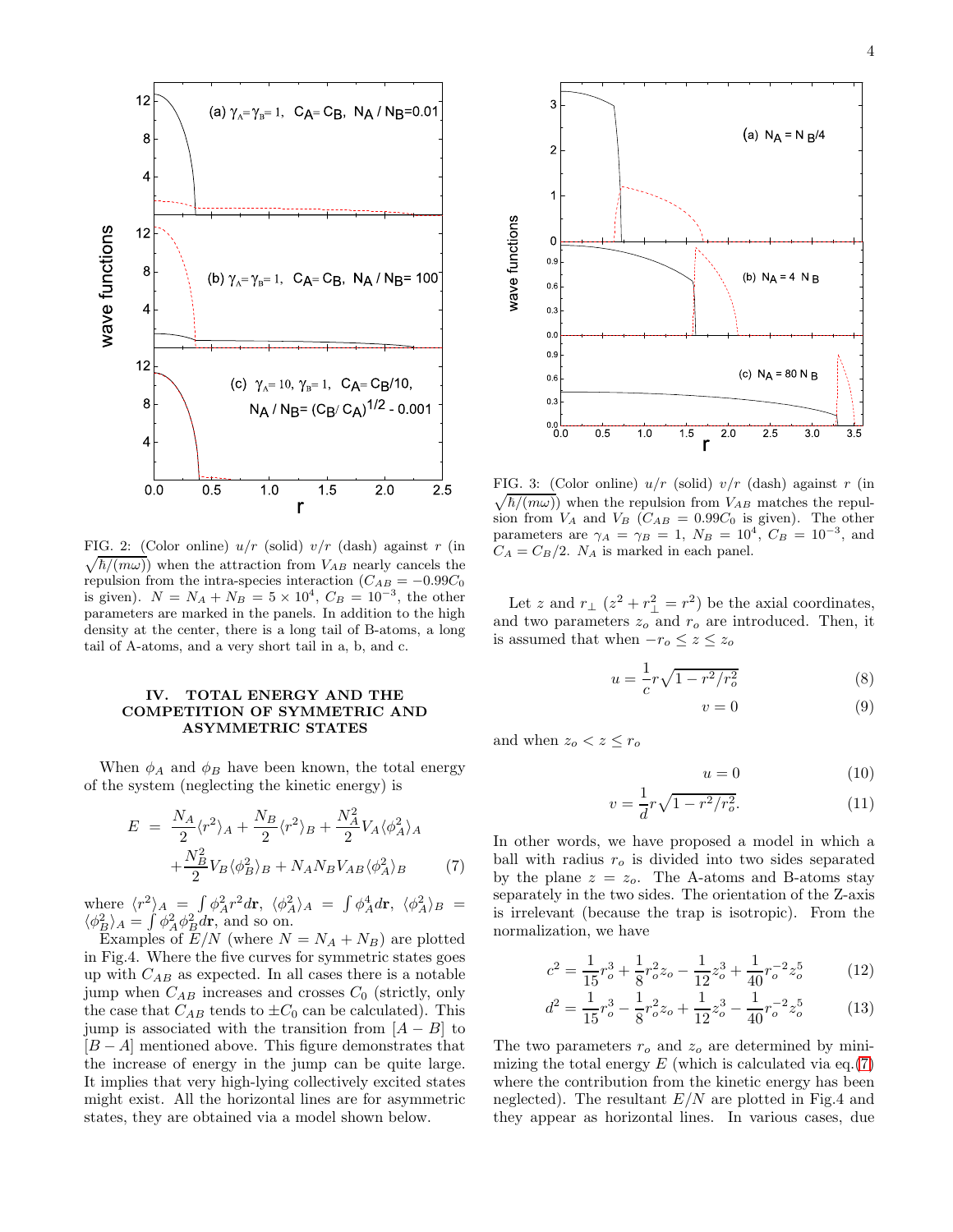FIG. 2: (Color online) $u/r$ (solid) $v/r$ (dash) against $r$ (in $\sqrt{\hbar/(m\omega)}$) when the attraction from $V_{AB}$ nearly cancels the repulsion from the intra-species interaction ($C_{AB} = -0.99C_0$ is given). $N = N_A + N_B = 5 \times 10^4$, $C_B = 10^{-3}$, the other parameters are marked in the panels. In addition to the high density at the center, there is a long tail of B-atoms, a long tail of A-atoms, and a very short tail in a, b, and c.

FIG. 3: (Color online) $u/r$ (solid) $v/r$ (dash) against $r$ (in $\sqrt{\hbar/(m\omega)}$) when the repulsion from $V_{AB}$ matches the repulsion from $V_A$ and $V_B$ ($C_{AB} = 0.99C_0$ is given). The other parameters are $\gamma_A = \gamma_B = 1$, $N_B = 10^4$, $C_B = 10^{-3}$, and $C_A = C_B/2$. $N_A$ is marked in each panel.

## IV. TOTAL ENERGY AND THE COMPETITION OF SYMMETRIC AND ASYMMETRIC STATES

When $\phi_A$ and $\phi_B$ have been known, the total energy of the system (neglecting the kinetic energy) is

$$E = \frac{N_A}{2}\langle r^2\rangle_A + \frac{N_B}{2}\langle r^2\rangle_B + \frac{N_A^2}{2}V_A\langle \phi_A^2\rangle_A + \frac{N_B^2}{2}V_B\langle \phi_B^2\rangle_B + N_A N_B V_{AB}\langle \phi_A^2\rangle_B \tag{7}$$

where $\langle r^2\rangle_A = \int \phi_A^2 r^2 d\mathbf{r}$, $\langle \phi_A^2\rangle_A = \int \phi_A^4 d\mathbf{r}$, $\langle \phi_A^2\rangle_B = \langle \phi_B^2\rangle_A = \int \phi_A^2\phi_B^2 d\mathbf{r}$, and so on.

Examples of $E/N$ (where $N = N_A + N_B$) are plotted in Fig.4. Where the five curves for symmetric states goes up with $C_{AB}$ as expected. In all cases there is a notable jump when $C_{AB}$ increases and crosses $C_0$ (strictly, only the case that $C_{AB}$ tends to $\pm C_0$ can be calculated). This jump is associated with the transition from $[A-B]$ to $[B-A]$ mentioned above. This figure demonstrates that the increase of energy in the jump can be quite large. It implies that very high-lying collectively excited states might exist. All the horizontal lines are for asymmetric states, they are obtained via a model shown below.

Let $z$ and $r_\perp$ ($z^2 + r_\perp^2 = r^2$) be the axial coordinates, and two parameters $z_o$ and $r_o$ are introduced. Then, it is assumed that when $-r_o \le z \le z_o$

$$u = \frac{1}{c} r\sqrt{1 - r^2/r_o^2} \tag{8}$$

$$v = 0 \tag{9}$$

and when $z_o < z \le r_o$

$$u = 0 \tag{10}$$

$$v = \frac{1}{d} r\sqrt{1 - r^2/r_o^2}. \tag{11}$$

In other words, we have proposed a model in which a ball with radius $r_o$ is divided into two sides separated by the plane $z = z_o$. The A-atoms and B-atoms stay separately in the two sides. The orientation of the Z-axis is irrelevant (because the trap is isotropic). From the normalization, we have

$$c^2 = \frac{1}{15}r_o^3 + \frac{1}{8}r_o^2 z_o - \frac{1}{12}z_o^3 + \frac{1}{40}r_o^{-2}z_o^5 \tag{12}$$

$$d^2 = \frac{1}{15}r_o^3 - \frac{1}{8}r_o^2 z_o + \frac{1}{12}z_o^3 - \frac{1}{40}r_o^{-2}z_o^5 \tag{13}$$

The two parameters $r_o$ and $z_o$ are determined by minimizing the total energy $E$ (which is calculated via eq.(7) where the contribution from the kinetic energy has been neglected). The resultant $E/N$ are plotted in Fig.4 and they appear as horizontal lines. In various cases, due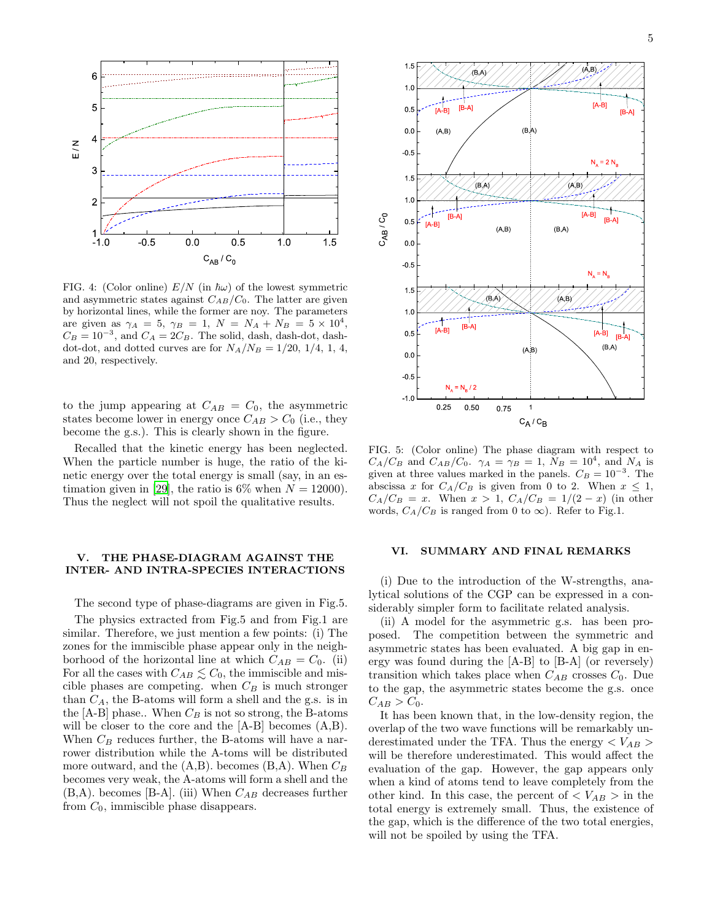FIG. 4: (Color online) $E/N$ (in $\hbar\omega$) of the lowest symmetric and asymmetric states against $C_{AB}/C_0$. The latter are given by horizontal lines, while the former are noy. The parameters are given as $\gamma_A = 5$, $\gamma_B = 1$, $N = N_A + N_B = 5 \times 10^4$, $C_B = 10^{-3}$, and $C_A = 2C_B$. The solid, dash, dash-dot, dash-dot-dot, and dotted curves are for $N_A/N_B = 1/20$, 1/4, 1, 4, and 20, respectively.

to the jump appearing at $C_{AB} = C_0$, the asymmetric states become lower in energy once $C_{AB} > C_0$ (i.e., they become the g.s.). This is clearly shown in the figure.

Recalled that the kinetic energy has been neglected. When the particle number is huge, the ratio of the kinetic energy over the total energy is small (say, in an estimation given in [29], the ratio is 6% when $N = 12000$). Thus the neglect will not spoil the qualitative results.

## V. THE PHASE-DIAGRAM AGAINST THE INTER- AND INTRA-SPECIES INTERACTIONS

The second type of phase-diagrams are given in Fig.5.

The physics extracted from Fig.5 and from Fig.1 are similar. Therefore, we just mention a few points: (i) The zones for the immiscible phase appear only in the neighborhood of the horizontal line at which $C_{AB} = C_0$. (ii) For all the cases with $C_{AB} \lesssim C_0$, the immiscible and miscible phases are competing. when $C_B$ is much stronger than $C_A$, the B-atoms will form a shell and the g.s. is in the [A-B] phase.. When $C_B$ is not so strong, the B-atoms will be closer to the core and the [A-B] becomes (A,B). When $C_B$ reduces further, the B-atoms will have a narrower distribution while the A-toms will be distributed more outward, and the (A,B). becomes (B,A). When $C_B$ becomes very weak, the A-atoms will form a shell and the (B,A). becomes [B-A]. (iii) When $C_{AB}$ decreases further from $C_0$, immiscible phase disappears.

FIG. 5: (Color online) The phase diagram with respect to $C_A/C_B$ and $C_{AB}/C_0$. $\gamma_A = \gamma_B = 1$, $N_B = 10^4$, and $N_A$ is given at three values marked in the panels. $C_B = 10^{-3}$. The abscissa $x$ for $C_A/C_B$ is given from 0 to 2. When $x \leq 1$, $C_A/C_B = x$. When $x > 1$, $C_A/C_B = 1/(2-x)$ (in other words, $C_A/C_B$ is ranged from 0 to $\infty$). Refer to Fig.1.

## VI. SUMMARY AND FINAL REMARKS

(i) Due to the introduction of the W-strengths, analytical solutions of the CGP can be expressed in a considerably simpler form to facilitate related analysis.

(ii) A model for the asymmetric g.s. has been proposed. The competition between the symmetric and asymmetric states has been evaluated. A big gap in energy was found during the [A-B] to [B-A] (or reversely) transition which takes place when $C_{AB}$ crosses $C_0$. Due to the gap, the asymmetric states become the g.s. once $C_{AB} > C_0$.

It has been known that, in the low-density region, the overlap of the two wave functions will be remarkably underestimated under the TFA. Thus the energy $< V_{AB} >$ will be therefore underestimated. This would affect the evaluation of the gap. However, the gap appears only when a kind of atoms tend to leave completely from the other kind. In this case, the percent of $< V_{AB} >$ in the total energy is extremely small. Thus, the existence of the gap, which is the difference of the two total energies, will not be spoiled by using the TFA.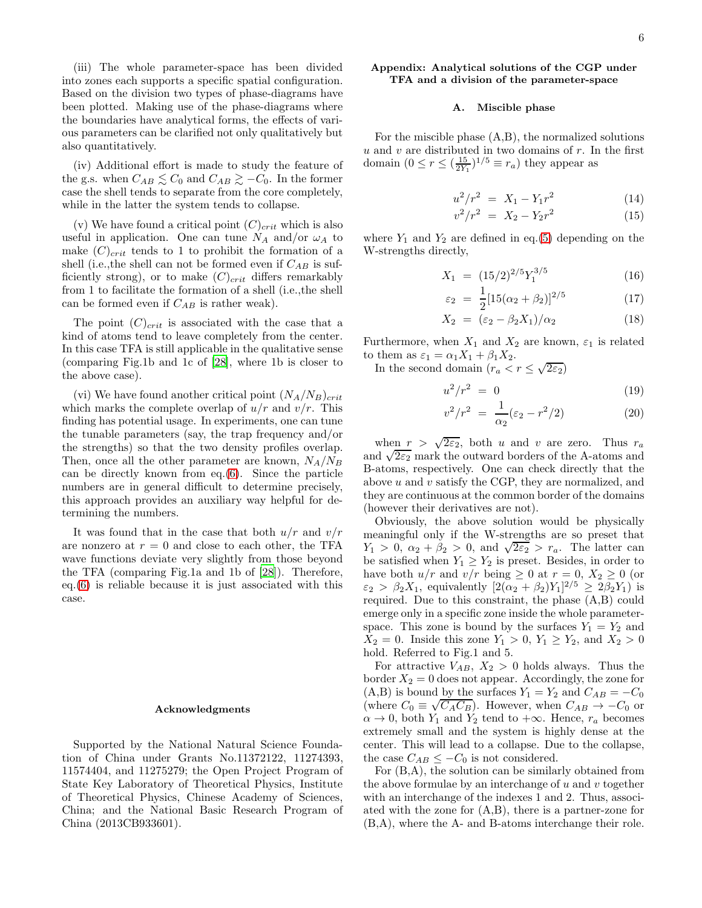(iii) The whole parameter-space has been divided into zones each supports a specific spatial configuration. Based on the division two types of phase-diagrams have been plotted. Making use of the phase-diagrams where the boundaries have analytical forms, the effects of various parameters can be clarified not only qualitatively but also quantitatively.

(iv) Additional effort is made to study the feature of the g.s. when $C_{AB} \lesssim C_0$ and $C_{AB} \gtrsim -C_0$. In the former case the shell tends to separate from the core completely, while in the latter the system tends to collapse.

(v) We have found a critical point $(C)_{crit}$ which is also useful in application. One can tune $N_A$ and/or $\omega_A$ to make $(C)_{crit}$ tends to 1 to prohibit the formation of a shell (i.e.,the shell can not be formed even if $C_{AB}$ is sufficiently strong), or to make $(C)_{crit}$ differs remarkably from 1 to facilitate the formation of a shell (i.e.,the shell can be formed even if $C_{AB}$ is rather weak).

The point $(C)_{crit}$ is associated with the case that a kind of atoms tend to leave completely from the center. In this case TFA is still applicable in the qualitative sense (comparing Fig.1b and 1c of [28], where 1b is closer to the above case).

(vi) We have found another critical point $(N_A/N_B)_{crit}$ which marks the complete overlap of $u/r$ and $v/r$. This finding has potential usage. In experiments, one can tune the tunable parameters (say, the trap frequency and/or the strengths) so that the two density profiles overlap. Then, once all the other parameter are known, $N_A/N_B$ can be directly known from eq.(6). Since the particle numbers are in general difficult to determine precisely, this approach provides an auxiliary way helpful for determining the numbers.

It was found that in the case that both $u/r$ and $v/r$ are nonzero at $r = 0$ and close to each other, the TFA wave functions deviate very slightly from those beyond the TFA (comparing Fig.1a and 1b of [28]). Therefore, eq.(6) is reliable because it is just associated with this case.

### Acknowledgments

Supported by the National Natural Science Foundation of China under Grants No.11372122, 11274393, 11574404, and 11275279; the Open Project Program of State Key Laboratory of Theoretical Physics, Institute of Theoretical Physics, Chinese Academy of Sciences, China; and the National Basic Research Program of China (2013CB933601).

## Appendix: Analytical solutions of the CGP under TFA and a division of the parameter-space

### A. Miscible phase

For the miscible phase (A,B), the normalized solutions $u$ and $v$ are distributed in two domains of $r$. In the first domain ($0 \le r \le (\frac{15}{2Y_1})^{1/5} \equiv r_a$) they appear as

$$u^2/r^2 \;=\; X_1 - Y_1 r^2 \tag{14}$$

$$v^2/r^2 \;=\; X_2 - Y_2 r^2 \tag{15}$$

where $Y_1$ and $Y_2$ are defined in eq.(5) depending on the W-strengths directly,

$$X_1 \;=\; (15/2)^{2/5} Y_1^{3/5} \tag{16}$$

$$\varepsilon_2 \;=\; \frac{1}{2}[15(\alpha_2 + \beta_2)]^{2/5} \tag{17}$$

$$X_2 \;=\; (\varepsilon_2 - \beta_2 X_1)/\alpha_2 \tag{18}$$

Furthermore, when $X_1$ and $X_2$ are known, $\varepsilon_1$ is related to them as $\varepsilon_1 = \alpha_1 X_1 + \beta_1 X_2$.

In the second domain ($r_a < r \le \sqrt{2\varepsilon_2}$)

$$u^2/r^2 \;=\; 0 \tag{19}$$

$$v^2/r^2 \;=\; \frac{1}{\alpha_2}(\varepsilon_2 - r^2/2) \tag{20}$$

when $r > \sqrt{2\varepsilon_2}$, both $u$ and $v$ are zero. Thus $r_a$ and $\sqrt{2\varepsilon_2}$ mark the outward borders of the A-atoms and B-atoms, respectively. One can check directly that the above $u$ and $v$ satisfy the CGP, they are normalized, and they are continuous at the common border of the domains (however their derivatives are not).

Obviously, the above solution would be physically meaningful only if the W-strengths are so preset that $Y_1 > 0$, $\alpha_2 + \beta_2 > 0$, and $\sqrt{2\varepsilon_2} > r_a$. The latter can be satisfied when $Y_1 \ge Y_2$ is preset. Besides, in order to have both $u/r$ and $v/r$ being $\ge 0$ at $r = 0$, $X_2 \ge 0$ (or $\varepsilon_2 > \beta_2 X_1$, equivalently $[2(\alpha_2 + \beta_2)Y_1]^{2/5} \ge 2\beta_2 Y_1$) is required. Due to this constraint, the phase (A,B) could emerge only in a specific zone inside the whole parameter-space. This zone is bound by the surfaces $Y_1 = Y_2$ and $X_2 = 0$. Inside this zone $Y_1 > 0$, $Y_1 \ge Y_2$, and $X_2 > 0$ hold. Referred to Fig.1 and 5.

For attractive $V_{AB}$, $X_2 > 0$ holds always. Thus the border $X_2 = 0$ does not appear. Accordingly, the zone for (A,B) is bound by the surfaces $Y_1 = Y_2$ and $C_{AB} = -C_0$ (where $C_0 \equiv \sqrt{C_A C_B}$). However, when $C_{AB} \to -C_0$ or $\alpha \to 0$, both $Y_1$ and $Y_2$ tend to $+\infty$. Hence, $r_a$ becomes extremely small and the system is highly dense at the center. This will lead to a collapse. Due to the collapse, the case $C_{AB} \le -C_0$ is not considered.

For (B,A), the solution can be similarly obtained from the above formulae by an interchange of $u$ and $v$ together with an interchange of the indexes 1 and 2. Thus, associated with the zone for (A,B), there is a partner-zone for (B,A), where the A- and B-atoms interchange their role.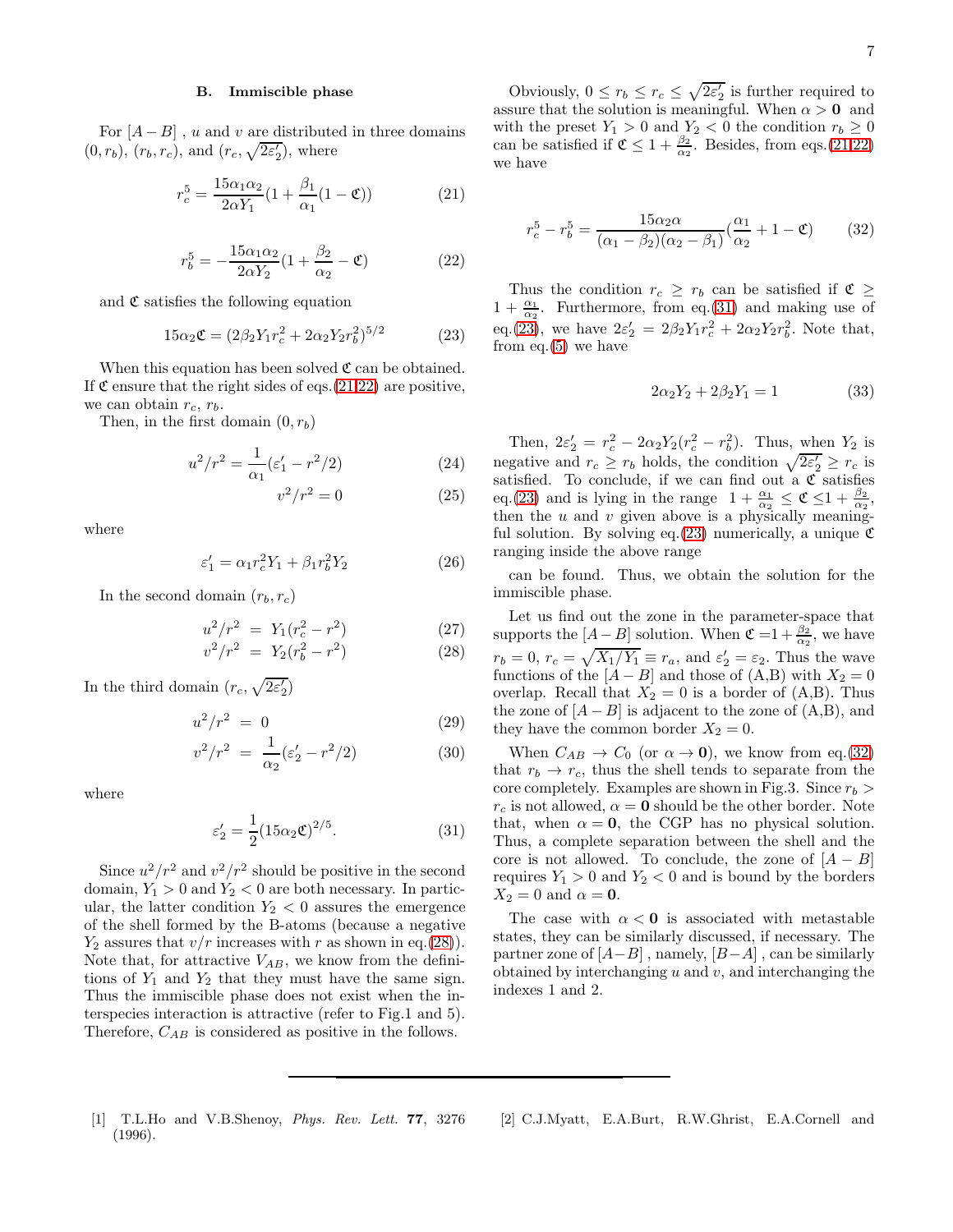### B. Immiscible phase

For $[A-B]$ , $u$ and $v$ are distributed in three domains $(0,r_b)$, $(r_b,r_c)$, and $(r_c,\sqrt{2\varepsilon_2'})$, where

$$r_c^5=\frac{15\alpha_1\alpha_2}{2\alpha Y_1}(1+\frac{\beta_1}{\alpha_1}(1-\mathfrak{C})) \tag{21}$$

$$r_b^5=-\frac{15\alpha_1\alpha_2}{2\alpha Y_2}(1+\frac{\beta_2}{\alpha_2}-\mathfrak{C}) \tag{22}$$

and $\mathfrak{C}$ satisfies the following equation

$$15\alpha_2\mathfrak{C}=(2\beta_2Y_1r_c^2+2\alpha_2Y_2r_b^2)^{5/2} \tag{23}$$

When this equation has been solved $\mathfrak{C}$ can be obtained. If $\mathfrak{C}$ ensure that the right sides of eqs.(21,22) are positive, we can obtain $r_c$, $r_b$.

Then, in the first domain $(0,r_b)$

$$u^2/r^2=\frac{1}{\alpha_1}(\varepsilon_1'-r^2/2) \tag{24}$$

$$v^2/r^2=0 \tag{25}$$

where

$$\varepsilon_1'=\alpha_1r_c^2Y_1+\beta_1r_b^2Y_2 \tag{26}$$

In the second domain $(r_b,r_c)$

$$u^2/r^2 = Y_1(r_c^2-r^2) \tag{27}$$

$$v^2/r^2 = Y_2(r_b^2-r^2) \tag{28}$$

In the third domain $(r_c,\sqrt{2\varepsilon_2'})$

$$u^2/r^2 = 0 \tag{29}$$

$$v^2/r^2 = \frac{1}{\alpha_2}(\varepsilon_2'-r^2/2) \tag{30}$$

where

$$\varepsilon_2'=\frac{1}{2}(15\alpha_2\mathfrak{C})^{2/5}. \tag{31}$$

Since $u^2/r^2$ and $v^2/r^2$ should be positive in the second domain, $Y_1>0$ and $Y_2<0$ are both necessary. In particular, the latter condition $Y_2<0$ assures the emergence of the shell formed by the B-atoms (because a negative $Y_2$ assures that $v/r$ increases with $r$ as shown in eq.(28)). Note that, for attractive $V_{AB}$, we know from the definitions of $Y_1$ and $Y_2$ that they must have the same sign. Thus the immiscible phase does not exist when the interspecies interaction is attractive (refer to Fig.1 and 5). Therefore, $C_{AB}$ is considered as positive in the follows.

Obviously, $0\leq r_b\leq r_c\leq\sqrt{2\varepsilon_2'}$ is further required to assure that the solution is meaningful. When $\alpha>\mathbf{0}$ and with the preset $Y_1>0$ and $Y_2<0$ the condition $r_b\geq 0$ can be satisfied if $\mathfrak{C}\leq 1+\frac{\beta_2}{\alpha_2}$. Besides, from eqs.(21,22) we have

$$r_c^5-r_b^5=\frac{15\alpha_2\alpha}{(\alpha_1-\beta_2)(\alpha_2-\beta_1)}(\frac{\alpha_1}{\alpha_2}+1-\mathfrak{C}) \tag{32}$$

Thus the condition $r_c\geq r_b$ can be satisfied if $\mathfrak{C}\geq 1+\frac{\alpha_1}{\alpha_2}$. Furthermore, from eq.(31) and making use of eq.(23), we have $2\varepsilon_2'=2\beta_2Y_1r_c^2+2\alpha_2Y_2r_b^2$. Note that, from eq.(5) we have

$$2\alpha_2Y_2+2\beta_2Y_1=1 \tag{33}$$

Then, $2\varepsilon_2'=r_c^2-2\alpha_2Y_2(r_c^2-r_b^2)$. Thus, when $Y_2$ is negative and $r_c\geq r_b$ holds, the condition $\sqrt{2\varepsilon_2'}\geq r_c$ is satisfied. To conclude, if we can find out a $\mathfrak{C}$ satisfies eq.(23) and is lying in the range $1+\frac{\alpha_1}{\alpha_2}\leq\mathfrak{C}\leq 1+\frac{\beta_2}{\alpha_2}$, then the $u$ and $v$ given above is a physically meaningful solution. By solving eq.(23) numerically, a unique $\mathfrak{C}$ ranging inside the above range can be found. Thus, we obtain the solution for the immiscible phase.

Let us find out the zone in the parameter-space that supports the $[A-B]$ solution. When $\mathfrak{C}=1+\frac{\beta_2}{\alpha_2}$, we have $r_b=0$, $r_c=\sqrt{X_1/Y_1}\equiv r_a$, and $\varepsilon_2'=\varepsilon_2$. Thus the wave functions of the $[A-B]$ and those of (A,B) with $X_2=0$ overlap. Recall that $X_2=0$ is a border of (A,B). Thus the zone of $[A-B]$ is adjacent to the zone of (A,B), and they have the common border $X_2=0$.

When $C_{AB}\to C_0$ (or $\alpha\to\mathbf{0}$), we know from eq.(32) that $r_b\to r_c$, thus the shell tends to separate from the core completely. Examples are shown in Fig.3. Since $r_b>r_c$ is not allowed, $\alpha=\mathbf{0}$ should be the other border. Note that, when $\alpha=\mathbf{0}$, the CGP has no physical solution. Thus, a complete separation between the shell and the core is not allowed. To conclude, the zone of $[A-B]$ requires $Y_1>0$ and $Y_2<0$ and is bound by the borders $X_2=0$ and $\alpha=\mathbf{0}$.

The case with $\alpha<\mathbf{0}$ is associated with metastable states, they can be similarly discussed, if necessary. The partner zone of $[A-B]$ , namely, $[B-A]$ , can be similarly obtained by interchanging $u$ and $v$, and interchanging the indexes 1 and 2.

---

[1] T.L.Ho and V.B.Shenoy, *Phys. Rev. Lett.* **77**, 3276 (1996).

[2] C.J.Myatt, E.A.Burt, R.W.Ghrist, E.A.Cornell and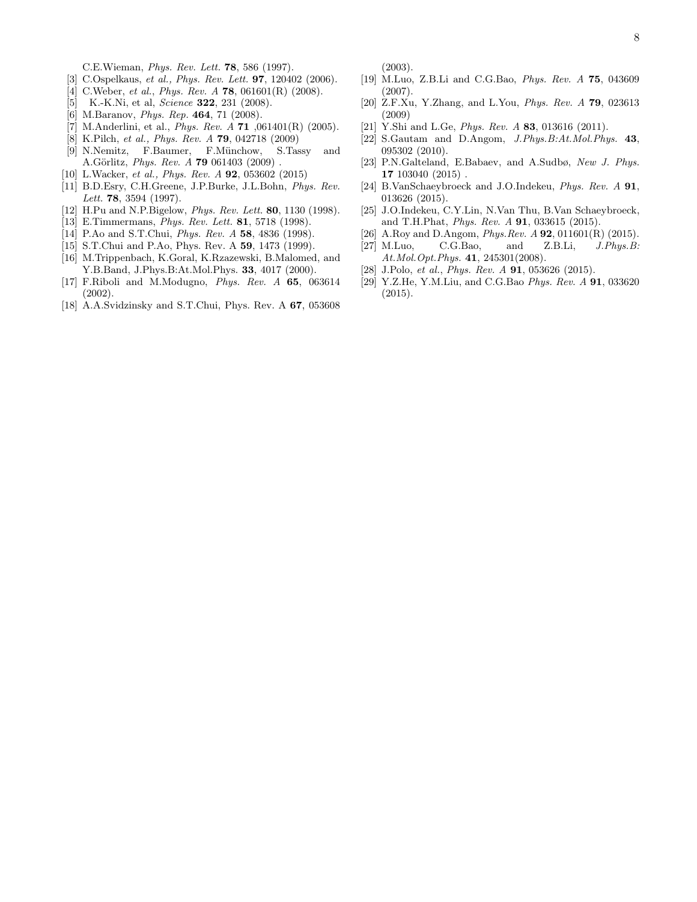C.E.Wieman, *Phys. Rev. Lett.* **78**, 586 (1997).

[3] C.Ospelkaus, *et al., Phys. Rev. Lett.* **97**, 120402 (2006).

[4] C.Weber, *et al.*, *Phys. Rev. A* **78**, 061601(R) (2008).

[5] K.-K.Ni, et al, *Science* **322**, 231 (2008).

[6] M.Baranov, *Phys. Rep.* **464**, 71 (2008).

[7] M.Anderlini, et al., *Phys. Rev. A* **71** ,061401(R) (2005).

[8] K.Pilch, *et al., Phys. Rev. A* **79**, 042718 (2009)

[9] N.Nemitz, F.Baumer, F.Münchow, S.Tassy and A.Görlitz, *Phys. Rev. A* **79** 061403 (2009) .

[10] L.Wacker, *et al., Phys. Rev. A* **92**, 053602 (2015)

[11] B.D.Esry, C.H.Greene, J.P.Burke, J.L.Bohn, *Phys. Rev. Lett.* **78**, 3594 (1997).

[12] H.Pu and N.P.Bigelow, *Phys. Rev. Lett.* **80**, 1130 (1998).

[13] E.Timmermans, *Phys. Rev. Lett.* **81**, 5718 (1998).

[14] P.Ao and S.T.Chui, *Phys. Rev. A* **58**, 4836 (1998).

[15] S.T.Chui and P.Ao, Phys. Rev. A **59**, 1473 (1999).

[16] M.Trippenbach, K.Goral, K.Rzazewski, B.Malomed, and Y.B.Band, J.Phys.B:At.Mol.Phys. **33**, 4017 (2000).

[17] F.Riboli and M.Modugno, *Phys. Rev. A* **65**, 063614 (2002).

[18] A.A.Svidzinsky and S.T.Chui, Phys. Rev. A **67**, 053608 (2003).

[19] M.Luo, Z.B.Li and C.G.Bao, *Phys. Rev. A* **75**, 043609 (2007).

[20] Z.F.Xu, Y.Zhang, and L.You, *Phys. Rev. A* **79**, 023613 (2009)

[21] Y.Shi and L.Ge, *Phys. Rev. A* **83**, 013616 (2011).

[22] S.Gautam and D.Angom, *J.Phys.B:At.Mol.Phys.* **43**, 095302 (2010).

[23] P.N.Galteland, E.Babaev, and A.Sudbø, *New J. Phys.* **17** 103040 (2015) .

[24] B.VanSchaeybroeck and J.O.Indekeu, *Phys. Rev. A* **91**, 013626 (2015).

[25] J.O.Indekeu, C.Y.Lin, N.Van Thu, B.Van Schaeybroeck, and T.H.Phat, *Phys. Rev. A* **91**, 033615 (2015).

[26] A.Roy and D.Angom, *Phys.Rev. A* **92**, 011601(R) (2015).

[27] M.Luo, C.G.Bao, and Z.B.Li, *J.Phys.B: At.Mol.Opt.Phys.* **41**, 245301(2008).

[28] J.Polo, *et al.*, *Phys. Rev. A* **91**, 053626 (2015).

[29] Y.Z.He, Y.M.Liu, and C.G.Bao *Phys. Rev. A* **91**, 033620 (2015).